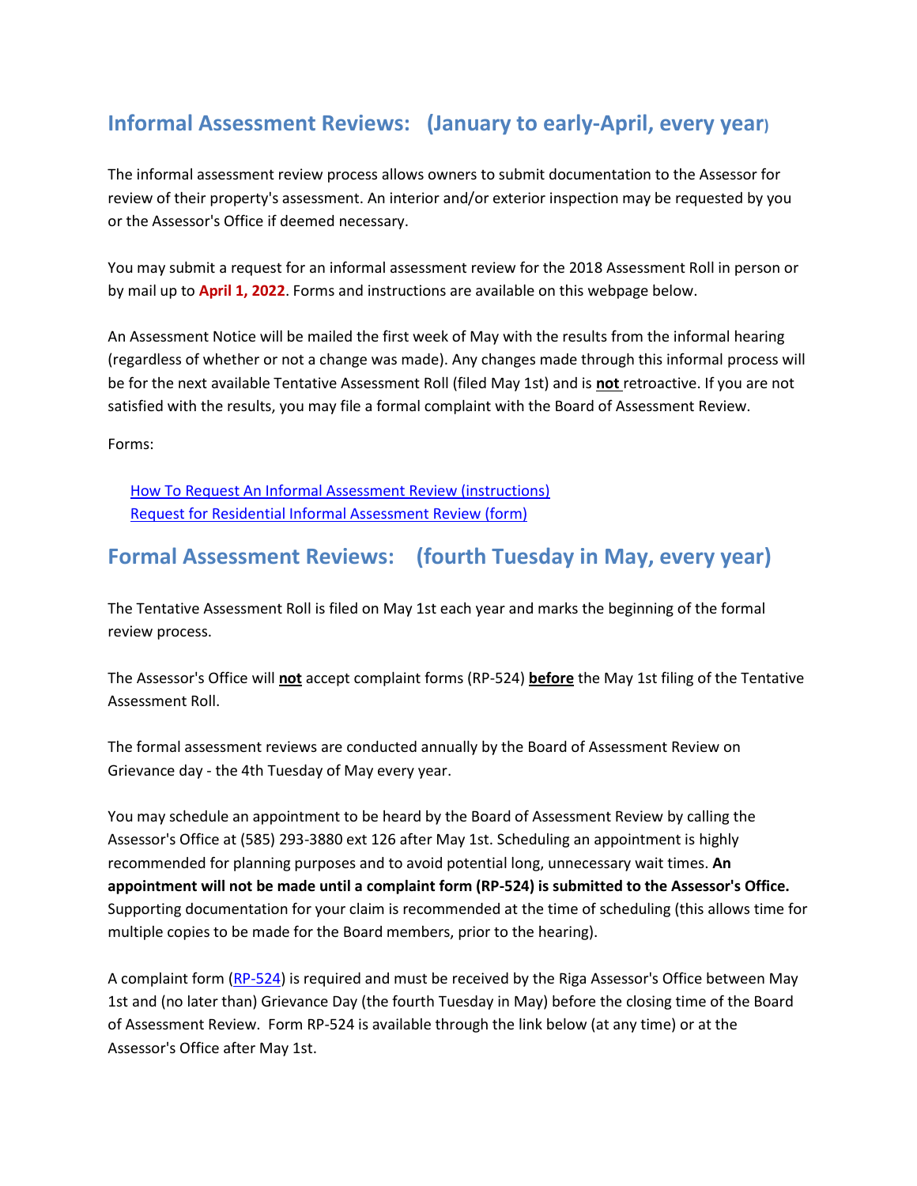## Informal Assessment Reviews: (January to early-April, every year)

The informal assessment review process allows owners to submit documentation to the Assessor for review of their property's assessment. An interior and/or exterior inspection may be requested by you or the Assessor's Office if deemed necessary.

You may submit a request for an informal assessment review for the 2018 Assessment Roll in person or by mail up to **April 1, 2022**. Forms and instructions are available on this webpage below.

An Assessment Notice will be mailed the first week of May with the results from the informal hearing (regardless of whether or not a change was made). Any changes made through this informal process will be for the next available Tentative Assessment Roll (filed May 1st) and is **not** retroactive. If you are not satisfied with the results, you may file a formal complaint with the Board of Assessment Review.

Forms:

- How To Request An Informal Assessment Review (instructions)
- Request for Residential Informal Assessment Review (form)

## Formal Assessment Reviews: (fourth Tuesday in May, every year)

The Tentative Assessment Roll is filed on May 1st each year and marks the beginning of the formal review process.

The Assessor's Office will **not** accept complaint forms (RP-524) **before** the May 1st filing of the Tentative Assessment Roll.

The formal assessment reviews are conducted annually by the Board of Assessment Review on Grievance day - the 4th Tuesday of May every year.

You may schedule an appointment to be heard by the Board of Assessment Review by calling the Assessor's Office at (585) 293-3880 ext 126 after May 1st. Scheduling an appointment is highly recommended for planning purposes and to avoid potential long, unnecessary wait times. **An appointment will not be made until a complaint form (RP-524) is submitted to the Assessor's Office.** Supporting documentation for your claim is recommended at the time of scheduling (this allows time for multiple copies to be made for the Board members, prior to the hearing).

A complaint form (RP-524) is required and must be received by the Riga Assessor's Office between May 1st and (no later than) Grievance Day (the fourth Tuesday in May) before the closing time of the Board of Assessment Review. Form RP-524 is available through the link below (at any time) or at the Assessor's Office after May 1st.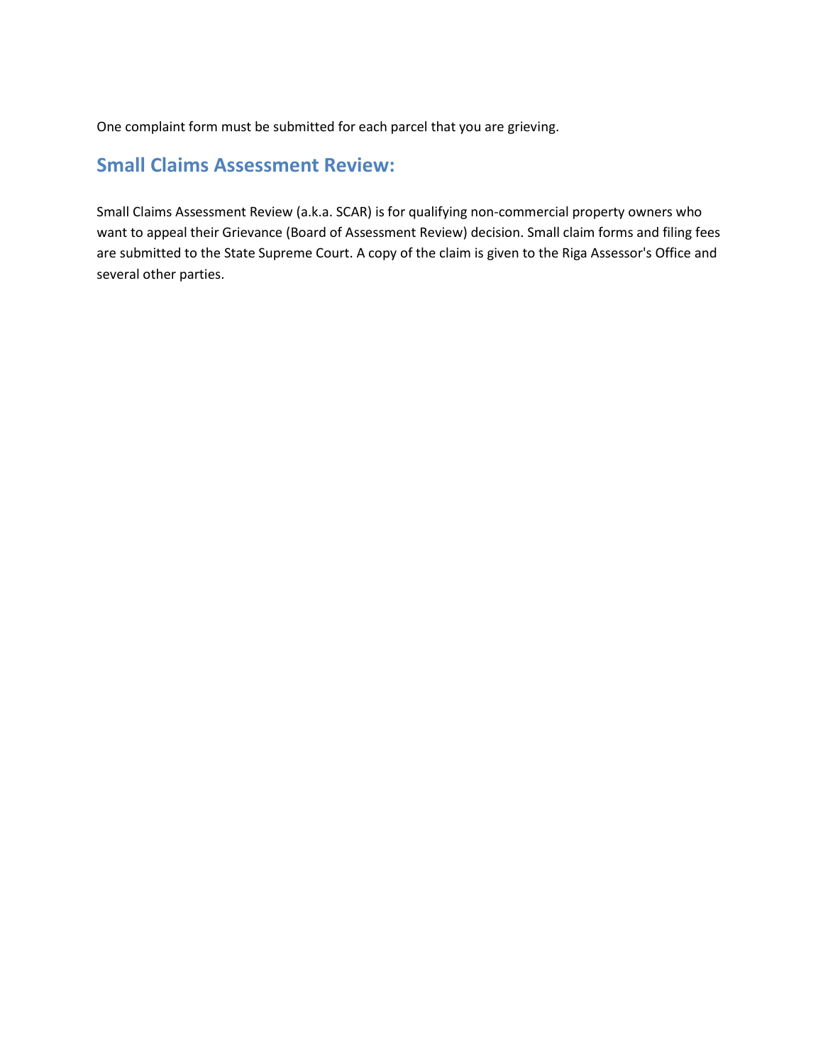One complaint form must be submitted for each parcel that you are grieving.

## Small Claims Assessment Review:

Small Claims Assessment Review (a.k.a. SCAR) is for qualifying non-commercial property owners who want to appeal their Grievance (Board of Assessment Review) decision. Small claim forms and filing fees are submitted to the State Supreme Court. A copy of the claim is given to the Riga Assessor's Office and several other parties.